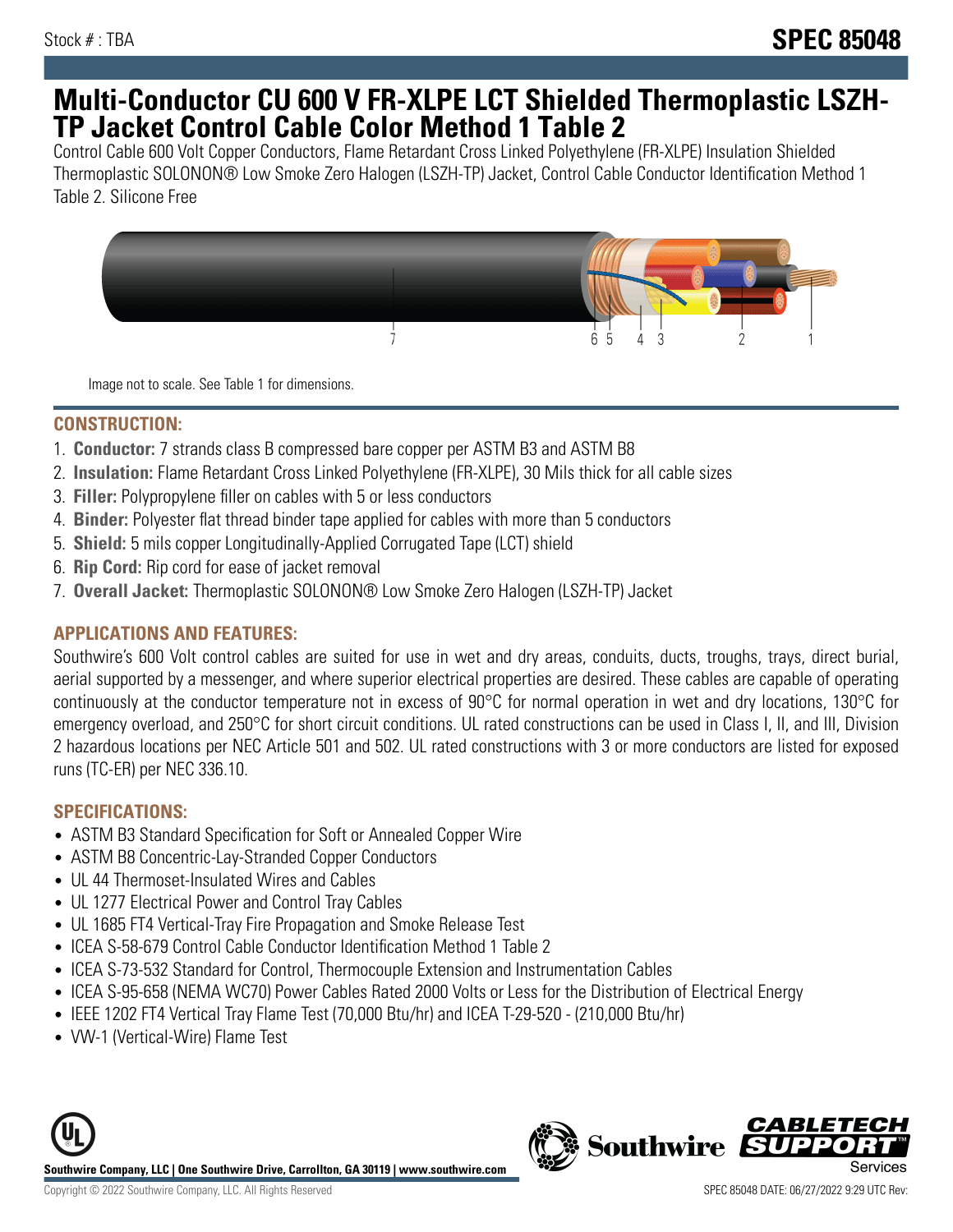Stock # : TBA

**SPEC 85048**

# Multi-Conductor CU 600 V FR-XLPE LCT Shielded Thermoplastic LSZH-TP Jacket Control Cable Color Method 1 Table 2

Control Cable 600 Volt Copper Conductors, Flame Retardant Cross Linked Polyethylene (FR-XLPE) Insulation Shielded Thermoplastic SOLONON® Low Smoke Zero Halogen (LSZH-TP) Jacket, Control Cable Conductor Identification Method 1 Table 2. Silicone Free

Image not to scale. See Table 1 for dimensions.

## CONSTRUCTION:

1. **Conductor:** 7 strands class B compressed bare copper per ASTM B3 and ASTM B8
2. **Insulation:** Flame Retardant Cross Linked Polyethylene (FR-XLPE), 30 Mils thick for all cable sizes
3. **Filler:** Polypropylene filler on cables with 5 or less conductors
4. **Binder:** Polyester flat thread binder tape applied for cables with more than 5 conductors
5. **Shield:** 5 mils copper Longitudinally-Applied Corrugated Tape (LCT) shield
6. **Rip Cord:** Rip cord for ease of jacket removal
7. **Overall Jacket:** Thermoplastic SOLONON® Low Smoke Zero Halogen (LSZH-TP) Jacket

## APPLICATIONS AND FEATURES:

Southwire's 600 Volt control cables are suited for use in wet and dry areas, conduits, ducts, troughs, trays, direct burial, aerial supported by a messenger, and where superior electrical properties are desired. These cables are capable of operating continuously at the conductor temperature not in excess of 90°C for normal operation in wet and dry locations, 130°C for emergency overload, and 250°C for short circuit conditions. UL rated constructions can be used in Class I, II, and III, Division 2 hazardous locations per NEC Article 501 and 502. UL rated constructions with 3 or more conductors are listed for exposed runs (TC-ER) per NEC 336.10.

## SPECIFICATIONS:

- ASTM B3 Standard Specification for Soft or Annealed Copper Wire
- ASTM B8 Concentric-Lay-Stranded Copper Conductors
- UL 44 Thermoset-Insulated Wires and Cables
- UL 1277 Electrical Power and Control Tray Cables
- UL 1685 FT4 Vertical-Tray Fire Propagation and Smoke Release Test
- ICEA S-58-679 Control Cable Conductor Identification Method 1 Table 2
- ICEA S-73-532 Standard for Control, Thermocouple Extension and Instrumentation Cables
- ICEA S-95-658 (NEMA WC70) Power Cables Rated 2000 Volts or Less for the Distribution of Electrical Energy
- IEEE 1202 FT4 Vertical Tray Flame Test (70,000 Btu/hr) and ICEA T-29-520 - (210,000 Btu/hr)
- VW-1 (Vertical-Wire) Flame Test

**Southwire Company, LLC | One Southwire Drive, Carrollton, GA 30119 | www.southwire.com**

Copyright © 2022 Southwire Company, LLC. All Rights Reserved

SPEC 85048 DATE: 06/27/2022 9:29 UTC Rev: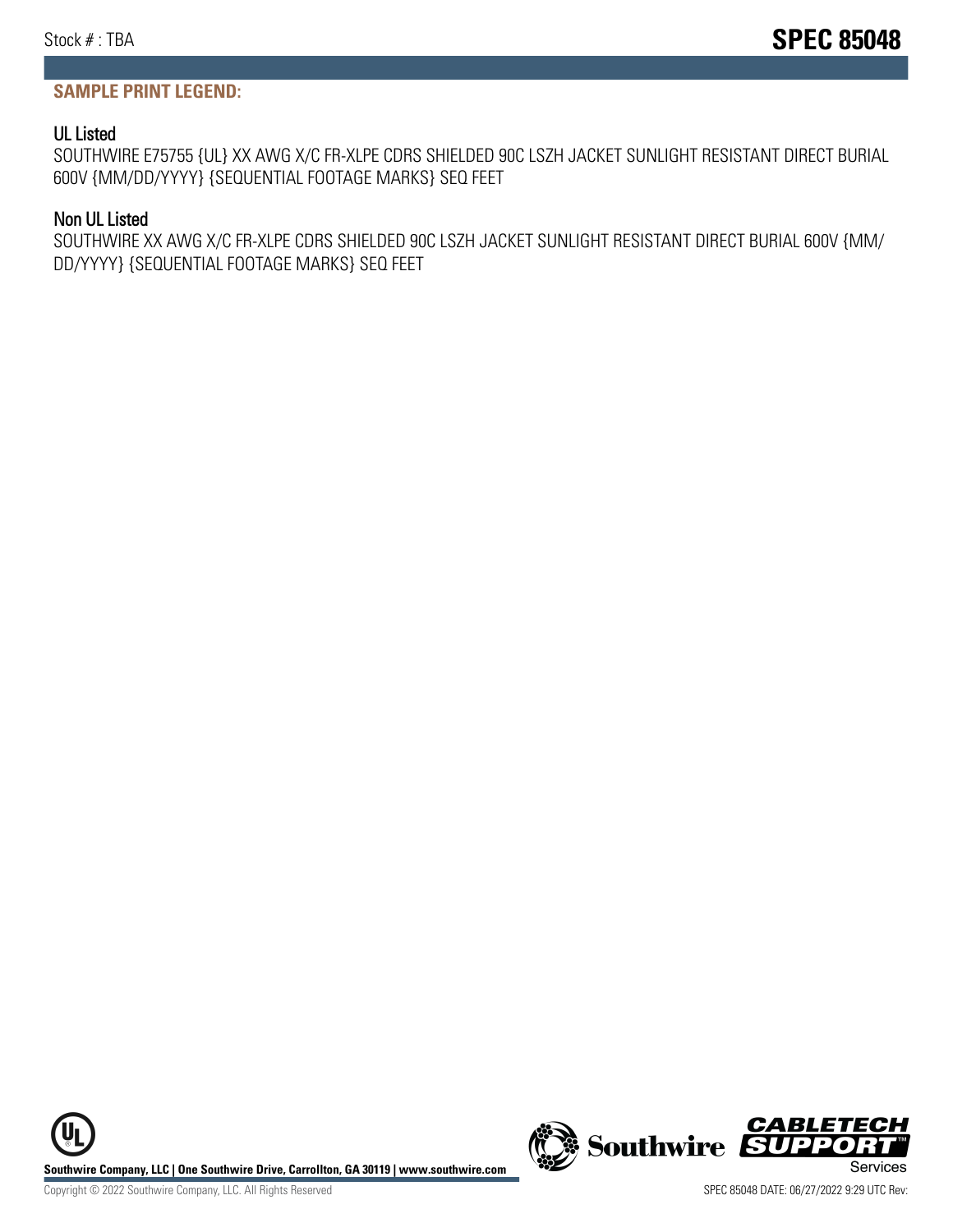## SAMPLE PRINT LEGEND:

### UL Listed

SOUTHWIRE E75755 {UL} XX AWG X/C FR-XLPE CDRS SHIELDED 90C LSZH JACKET SUNLIGHT RESISTANT DIRECT BURIAL 600V {MM/DD/YYYY} {SEQUENTIAL FOOTAGE MARKS} SEQ FEET

### Non UL Listed

SOUTHWIRE XX AWG X/C FR-XLPE CDRS SHIELDED 90C LSZH JACKET SUNLIGHT RESISTANT DIRECT BURIAL 600V {MM/DD/YYYY} {SEQUENTIAL FOOTAGE MARKS} SEQ FEET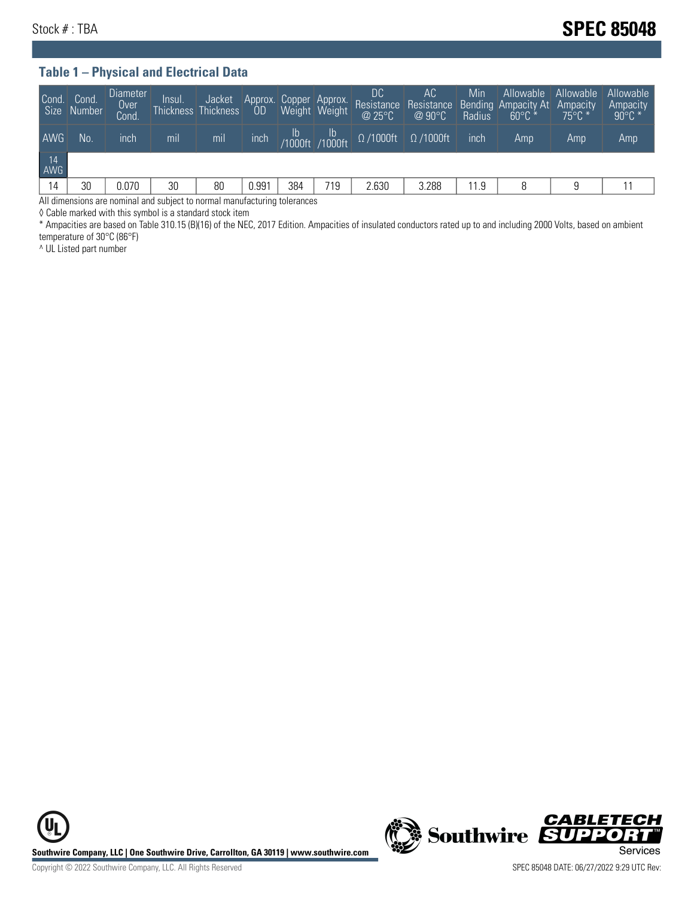### Table 1 – Physical and Electrical Data

| Cond. Size | Cond. Number | Diameter Over Cond. | Insul. Thickness | Jacket Thickness | Approx. OD | Copper Weight | Approx. Weight | DC Resistance @ 25°C | AC Resistance @ 90°C | Min Bending Radius | Allowable Ampacity At 60°C * | Allowable Ampacity 75°C * | Allowable Ampacity 90°C * |
|---|---|---|---|---|---|---|---|---|---|---|---|---|---|
| AWG | No. | inch | mil | mil | inch | lb /1000ft | lb /1000ft | Ω /1000ft | Ω /1000ft | inch | Amp | Amp | Amp |
| 14 AWG | | | | | | | | | | | | | |
| 14 | 30 | 0.070 | 30 | 80 | 0.991 | 384 | 719 | 2.630 | 3.288 | 11.9 | 8 | 9 | 11 |

All dimensions are nominal and subject to normal manufacturing tolerances

◊ Cable marked with this symbol is a standard stock item

* Ampacities are based on Table 310.15 (B)(16) of the NEC, 2017 Edition. Ampacities of insulated conductors rated up to and including 2000 Volts, based on ambient temperature of 30°C (86°F)

^ UL Listed part number

**Southwire Company, LLC | One Southwire Drive, Carrollton, GA 30119 | www.southwire.com**

Copyright © 2022 Southwire Company, LLC. All Rights Reserved

SPEC 85048 DATE: 06/27/2022 9:29 UTC Rev: